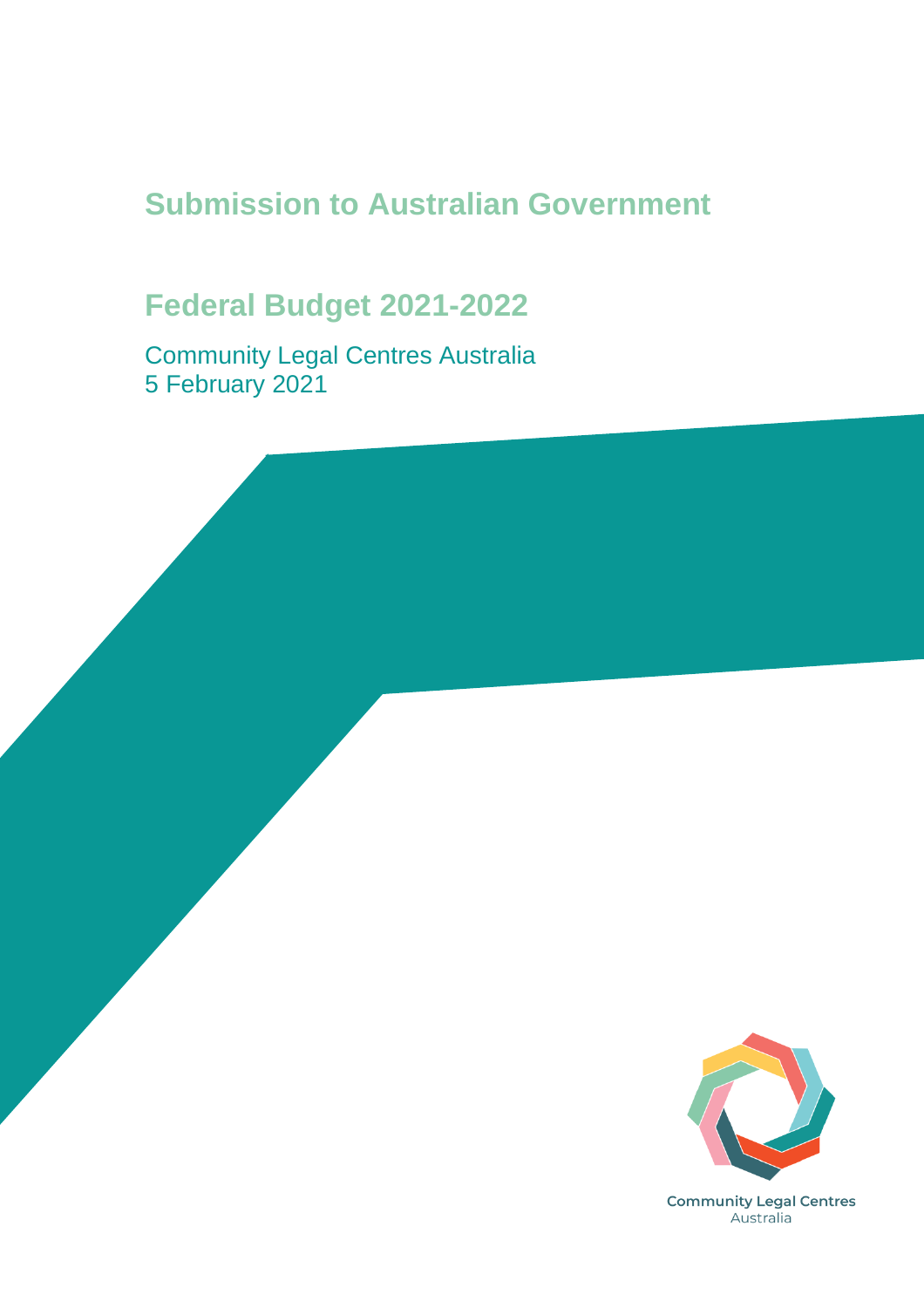# Submission to Australian Government

## Federal Budget 2021-2022

Community Legal Centres Australia
5 February 2021

Community Legal Centres
Australia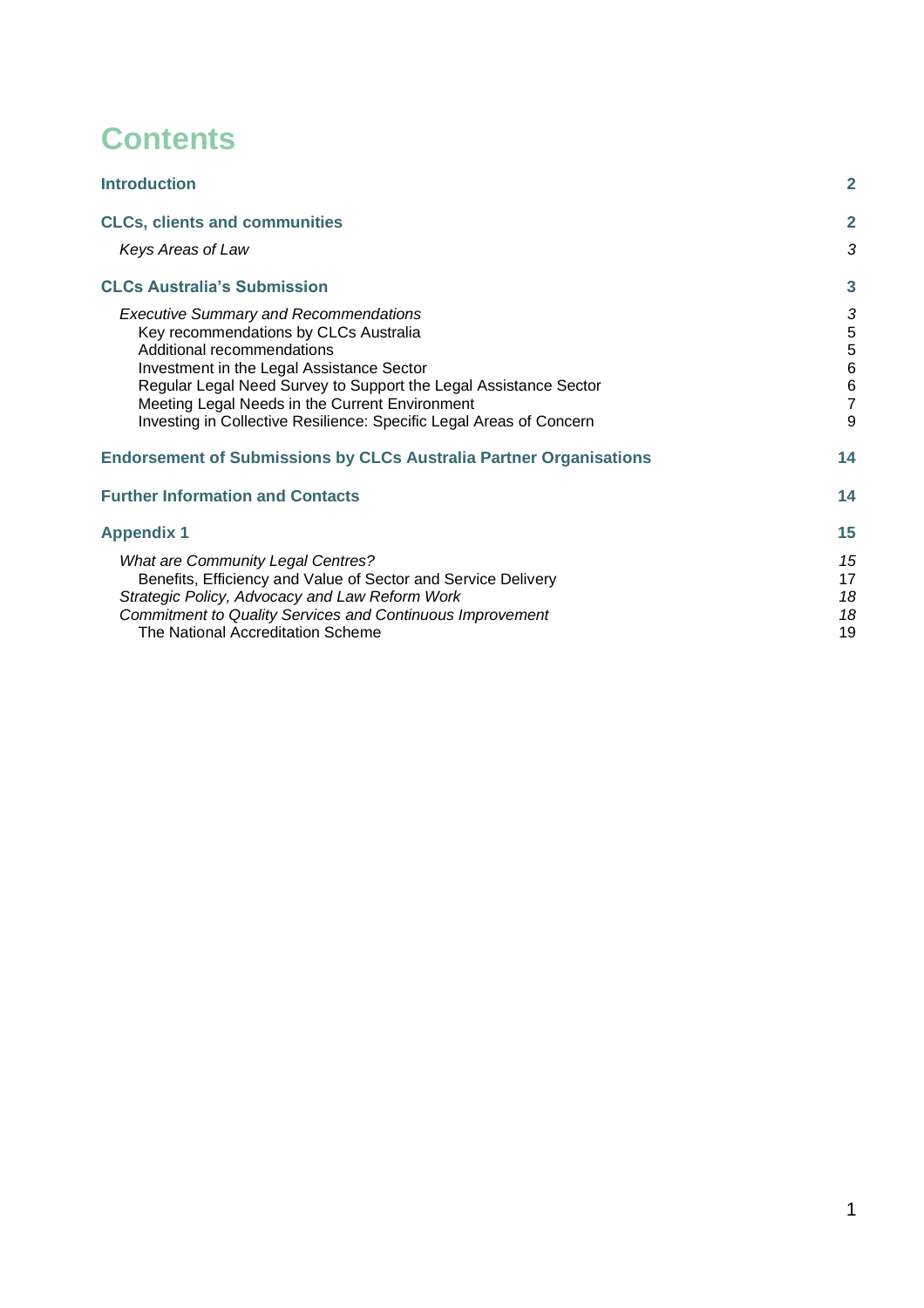# Contents

| | |
|---|---|
| **Introduction** | **2** |
| **CLCs, clients and communities** | **2** |
| *Keys Areas of Law* | *3* |
| **CLCs Australia's Submission** | **3** |
| *Executive Summary and Recommendations* | *3* |
| Key recommendations by CLCs Australia | 5 |
| Additional recommendations | 5 |
| Investment in the Legal Assistance Sector | 6 |
| Regular Legal Need Survey to Support the Legal Assistance Sector | 6 |
| Meeting Legal Needs in the Current Environment | 7 |
| Investing in Collective Resilience: Specific Legal Areas of Concern | 9 |
| **Endorsement of Submissions by CLCs Australia Partner Organisations** | **14** |
| **Further Information and Contacts** | **14** |
| **Appendix 1** | **15** |
| *What are Community Legal Centres?* | *15* |
| Benefits, Efficiency and Value of Sector and Service Delivery | 17 |
| *Strategic Policy, Advocacy and Law Reform Work* | *18* |
| *Commitment to Quality Services and Continuous Improvement* | *18* |
| The National Accreditation Scheme | 19 |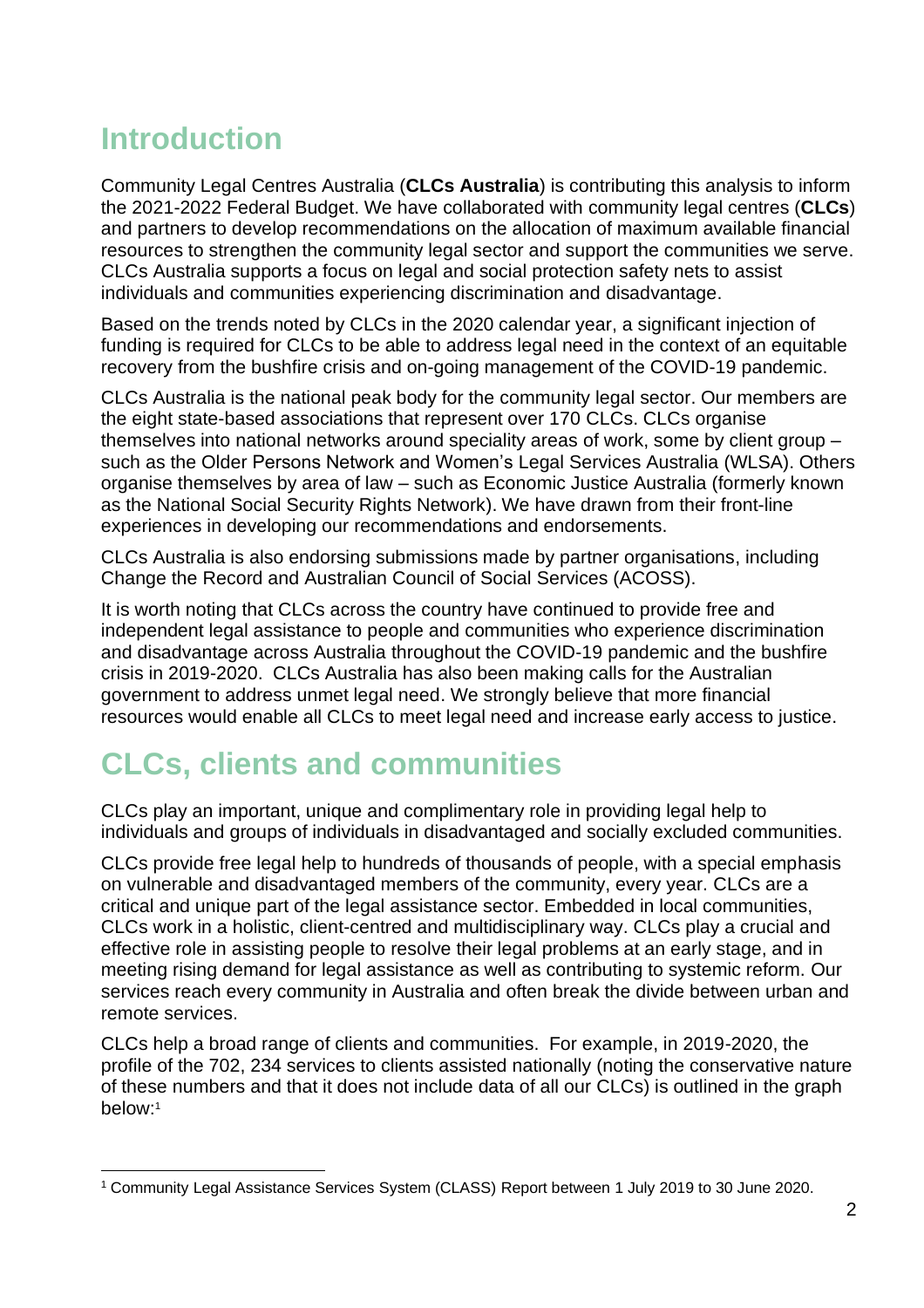# Introduction

Community Legal Centres Australia (**CLCs Australia**) is contributing this analysis to inform the 2021-2022 Federal Budget. We have collaborated with community legal centres (**CLCs**) and partners to develop recommendations on the allocation of maximum available financial resources to strengthen the community legal sector and support the communities we serve. CLCs Australia supports a focus on legal and social protection safety nets to assist individuals and communities experiencing discrimination and disadvantage.

Based on the trends noted by CLCs in the 2020 calendar year, a significant injection of funding is required for CLCs to be able to address legal need in the context of an equitable recovery from the bushfire crisis and on-going management of the COVID-19 pandemic.

CLCs Australia is the national peak body for the community legal sector. Our members are the eight state-based associations that represent over 170 CLCs. CLCs organise themselves into national networks around speciality areas of work, some by client group – such as the Older Persons Network and Women's Legal Services Australia (WLSA). Others organise themselves by area of law – such as Economic Justice Australia (formerly known as the National Social Security Rights Network). We have drawn from their front-line experiences in developing our recommendations and endorsements.

CLCs Australia is also endorsing submissions made by partner organisations, including Change the Record and Australian Council of Social Services (ACOSS).

It is worth noting that CLCs across the country have continued to provide free and independent legal assistance to people and communities who experience discrimination and disadvantage across Australia throughout the COVID-19 pandemic and the bushfire crisis in 2019-2020. CLCs Australia has also been making calls for the Australian government to address unmet legal need. We strongly believe that more financial resources would enable all CLCs to meet legal need and increase early access to justice.

# CLCs, clients and communities

CLCs play an important, unique and complimentary role in providing legal help to individuals and groups of individuals in disadvantaged and socially excluded communities.

CLCs provide free legal help to hundreds of thousands of people, with a special emphasis on vulnerable and disadvantaged members of the community, every year. CLCs are a critical and unique part of the legal assistance sector. Embedded in local communities, CLCs work in a holistic, client-centred and multidisciplinary way. CLCs play a crucial and effective role in assisting people to resolve their legal problems at an early stage, and in meeting rising demand for legal assistance as well as contributing to systemic reform. Our services reach every community in Australia and often break the divide between urban and remote services.

CLCs help a broad range of clients and communities. For example, in 2019-2020, the profile of the 702, 234 services to clients assisted nationally (noting the conservative nature of these numbers and that it does not include data of all our CLCs) is outlined in the graph below:[1]

[1] Community Legal Assistance Services System (CLASS) Report between 1 July 2019 to 30 June 2020.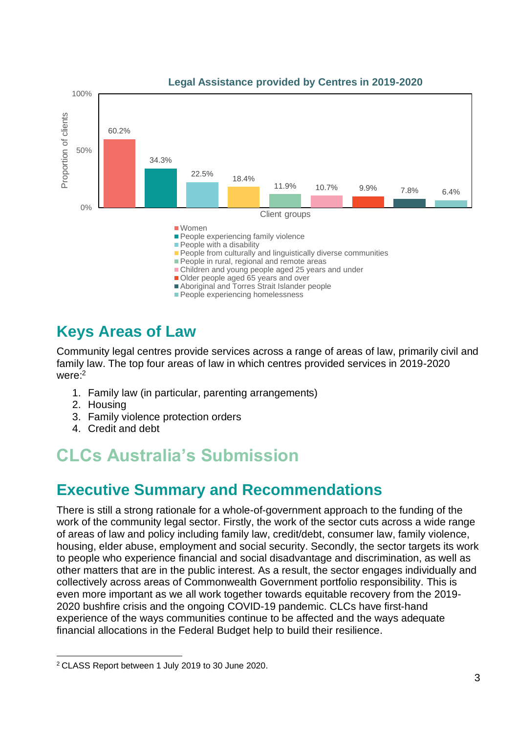**Legal Assistance provided by Centres in 2019-2020**

| Client groups | Proportion of clients |
| --- | --- |
| Women | 60.2% |
| People experiencing family violence | 34.3% |
| People with a disability | 22.5% |
| People from culturally and linguistically diverse communities | 18.4% |
| People in rural, regional and remote areas | 11.9% |
| Children and young people aged 25 years and under | 10.7% |
| Older people aged 65 years and over | 9.9% |
| Aboriginal and Torres Strait Islander people | 7.8% |
| People experiencing homelessness | 6.4% |

## Keys Areas of Law

Community legal centres provide services across a range of areas of law, primarily civil and family law. The top four areas of law in which centres provided services in 2019-2020 were:[2]

1. Family law (in particular, parenting arrangements)
2. Housing
3. Family violence protection orders
4. Credit and debt

# CLCs Australia's Submission

## Executive Summary and Recommendations

There is still a strong rationale for a whole-of-government approach to the funding of the work of the community legal sector. Firstly, the work of the sector cuts across a wide range of areas of law and policy including family law, credit/debt, consumer law, family violence, housing, elder abuse, employment and social security. Secondly, the sector targets its work to people who experience financial and social disadvantage and discrimination, as well as other matters that are in the public interest. As a result, the sector engages individually and collectively across areas of Commonwealth Government portfolio responsibility. This is even more important as we all work together towards equitable recovery from the 2019-2020 bushfire crisis and the ongoing COVID-19 pandemic. CLCs have first-hand experience of the ways communities continue to be affected and the ways adequate financial allocations in the Federal Budget help to build their resilience.

[2] CLASS Report between 1 July 2019 to 30 June 2020.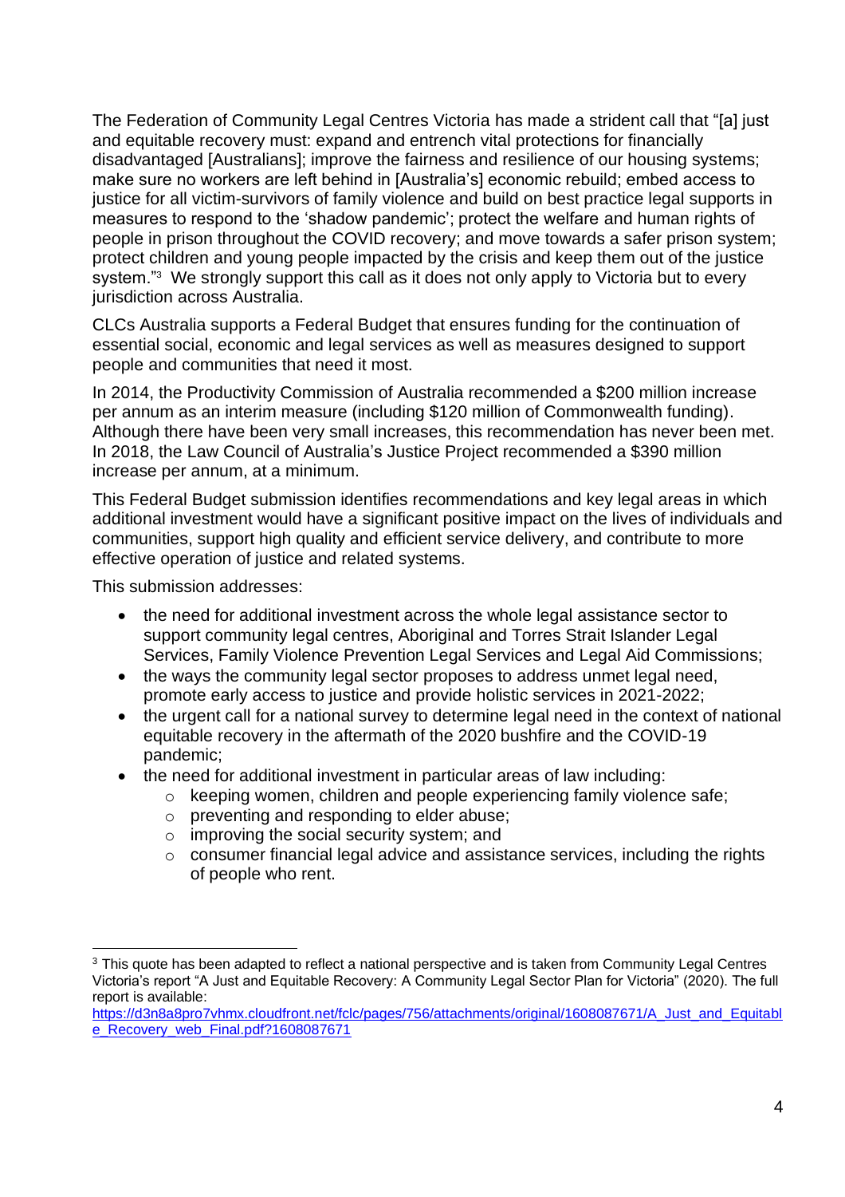The Federation of Community Legal Centres Victoria has made a strident call that "[a] just and equitable recovery must: expand and entrench vital protections for financially disadvantaged [Australians]; improve the fairness and resilience of our housing systems; make sure no workers are left behind in [Australia's] economic rebuild; embed access to justice for all victim-survivors of family violence and build on best practice legal supports in measures to respond to the 'shadow pandemic'; protect the welfare and human rights of people in prison throughout the COVID recovery; and move towards a safer prison system; protect children and young people impacted by the crisis and keep them out of the justice system."[3] We strongly support this call as it does not only apply to Victoria but to every jurisdiction across Australia.

CLCs Australia supports a Federal Budget that ensures funding for the continuation of essential social, economic and legal services as well as measures designed to support people and communities that need it most.

In 2014, the Productivity Commission of Australia recommended a $200 million increase per annum as an interim measure (including $120 million of Commonwealth funding). Although there have been very small increases, this recommendation has never been met. In 2018, the Law Council of Australia's Justice Project recommended a $390 million increase per annum, at a minimum.

This Federal Budget submission identifies recommendations and key legal areas in which additional investment would have a significant positive impact on the lives of individuals and communities, support high quality and efficient service delivery, and contribute to more effective operation of justice and related systems.

This submission addresses:

- the need for additional investment across the whole legal assistance sector to support community legal centres, Aboriginal and Torres Strait Islander Legal Services, Family Violence Prevention Legal Services and Legal Aid Commissions;
- the ways the community legal sector proposes to address unmet legal need, promote early access to justice and provide holistic services in 2021-2022;
- the urgent call for a national survey to determine legal need in the context of national equitable recovery in the aftermath of the 2020 bushfire and the COVID-19 pandemic;
- the need for additional investment in particular areas of law including:
    - keeping women, children and people experiencing family violence safe;
    - preventing and responding to elder abuse;
    - improving the social security system; and
    - consumer financial legal advice and assistance services, including the rights of people who rent.

---

[3] This quote has been adapted to reflect a national perspective and is taken from Community Legal Centres Victoria's report "A Just and Equitable Recovery: A Community Legal Sector Plan for Victoria" (2020). The full report is available: https://d3n8a8pro7vhmx.cloudfront.net/fclc/pages/756/attachments/original/1608087671/A_Just_and_Equitable_Recovery_web_Final.pdf?1608087671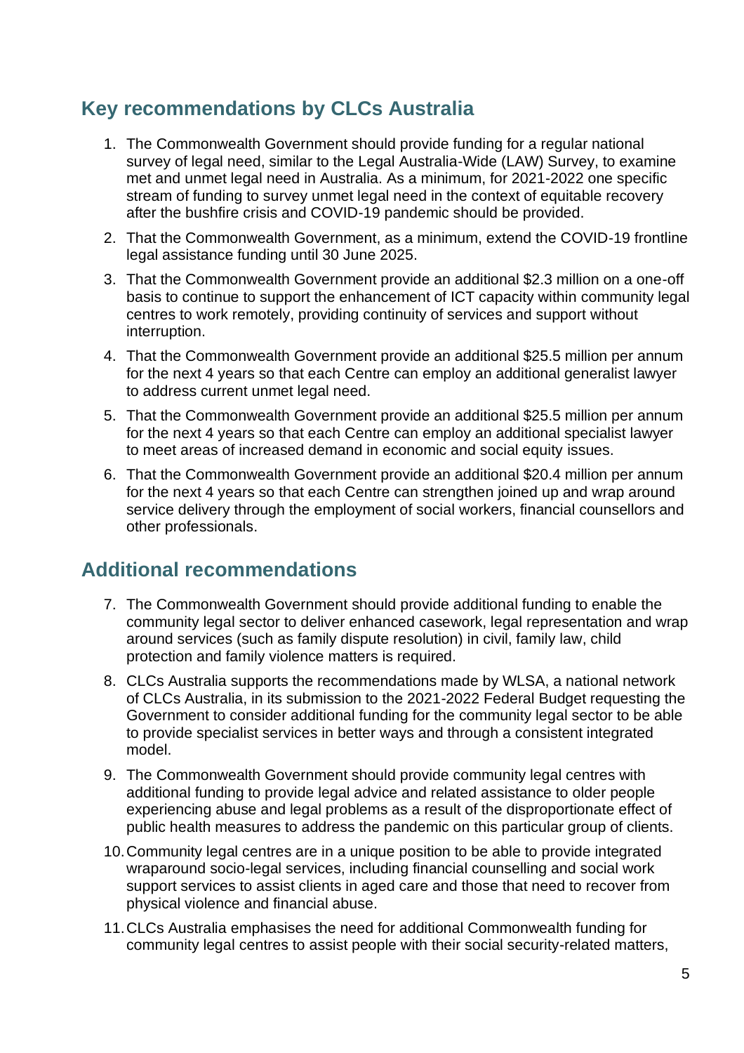## Key recommendations by CLCs Australia

1. The Commonwealth Government should provide funding for a regular national survey of legal need, similar to the Legal Australia-Wide (LAW) Survey, to examine met and unmet legal need in Australia. As a minimum, for 2021-2022 one specific stream of funding to survey unmet legal need in the context of equitable recovery after the bushfire crisis and COVID-19 pandemic should be provided.
2. That the Commonwealth Government, as a minimum, extend the COVID-19 frontline legal assistance funding until 30 June 2025.
3. That the Commonwealth Government provide an additional $2.3 million on a one-off basis to continue to support the enhancement of ICT capacity within community legal centres to work remotely, providing continuity of services and support without interruption.
4. That the Commonwealth Government provide an additional $25.5 million per annum for the next 4 years so that each Centre can employ an additional generalist lawyer to address current unmet legal need.
5. That the Commonwealth Government provide an additional $25.5 million per annum for the next 4 years so that each Centre can employ an additional specialist lawyer to meet areas of increased demand in economic and social equity issues.
6. That the Commonwealth Government provide an additional $20.4 million per annum for the next 4 years so that each Centre can strengthen joined up and wrap around service delivery through the employment of social workers, financial counsellors and other professionals.

## Additional recommendations

7. The Commonwealth Government should provide additional funding to enable the community legal sector to deliver enhanced casework, legal representation and wrap around services (such as family dispute resolution) in civil, family law, child protection and family violence matters is required.
8. CLCs Australia supports the recommendations made by WLSA, a national network of CLCs Australia, in its submission to the 2021-2022 Federal Budget requesting the Government to consider additional funding for the community legal sector to be able to provide specialist services in better ways and through a consistent integrated model.
9. The Commonwealth Government should provide community legal centres with additional funding to provide legal advice and related assistance to older people experiencing abuse and legal problems as a result of the disproportionate effect of public health measures to address the pandemic on this particular group of clients.
10. Community legal centres are in a unique position to be able to provide integrated wraparound socio-legal services, including financial counselling and social work support services to assist clients in aged care and those that need to recover from physical violence and financial abuse.
11. CLCs Australia emphasises the need for additional Commonwealth funding for community legal centres to assist people with their social security-related matters,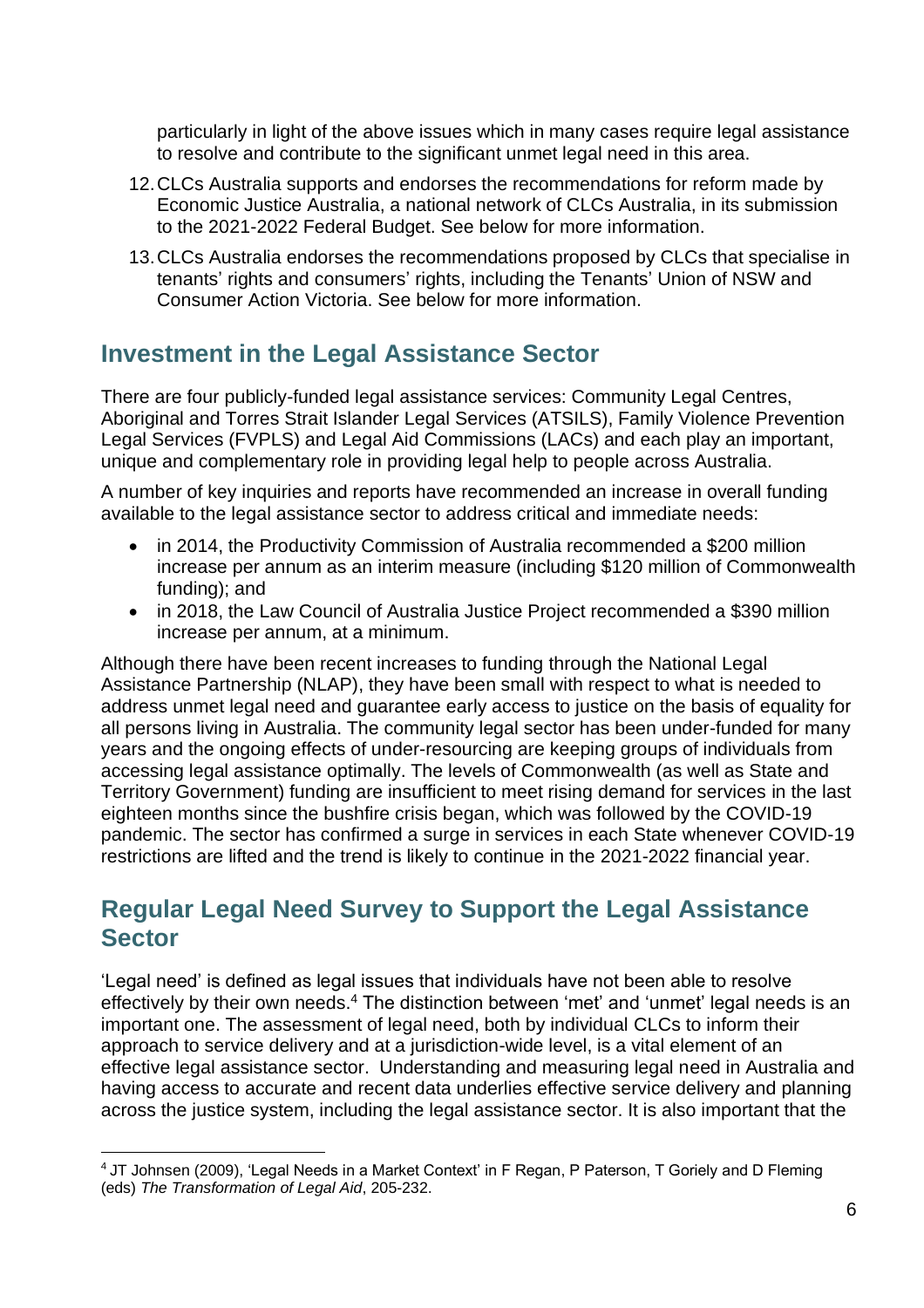particularly in light of the above issues which in many cases require legal assistance to resolve and contribute to the significant unmet legal need in this area.

12. CLCs Australia supports and endorses the recommendations for reform made by Economic Justice Australia, a national network of CLCs Australia, in its submission to the 2021-2022 Federal Budget. See below for more information.

13. CLCs Australia endorses the recommendations proposed by CLCs that specialise in tenants' rights and consumers' rights, including the Tenants' Union of NSW and Consumer Action Victoria. See below for more information.

## Investment in the Legal Assistance Sector

There are four publicly-funded legal assistance services: Community Legal Centres, Aboriginal and Torres Strait Islander Legal Services (ATSILS), Family Violence Prevention Legal Services (FVPLS) and Legal Aid Commissions (LACs) and each play an important, unique and complementary role in providing legal help to people across Australia.

A number of key inquiries and reports have recommended an increase in overall funding available to the legal assistance sector to address critical and immediate needs:

- in 2014, the Productivity Commission of Australia recommended a $200 million increase per annum as an interim measure (including $120 million of Commonwealth funding); and
- in 2018, the Law Council of Australia Justice Project recommended a $390 million increase per annum, at a minimum.

Although there have been recent increases to funding through the National Legal Assistance Partnership (NLAP), they have been small with respect to what is needed to address unmet legal need and guarantee early access to justice on the basis of equality for all persons living in Australia. The community legal sector has been under-funded for many years and the ongoing effects of under-resourcing are keeping groups of individuals from accessing legal assistance optimally. The levels of Commonwealth (as well as State and Territory Government) funding are insufficient to meet rising demand for services in the last eighteen months since the bushfire crisis began, which was followed by the COVID-19 pandemic. The sector has confirmed a surge in services in each State whenever COVID-19 restrictions are lifted and the trend is likely to continue in the 2021-2022 financial year.

## Regular Legal Need Survey to Support the Legal Assistance Sector

'Legal need' is defined as legal issues that individuals have not been able to resolve effectively by their own needs.[4] The distinction between 'met' and 'unmet' legal needs is an important one. The assessment of legal need, both by individual CLCs to inform their approach to service delivery and at a jurisdiction-wide level, is a vital element of an effective legal assistance sector. Understanding and measuring legal need in Australia and having access to accurate and recent data underlies effective service delivery and planning across the justice system, including the legal assistance sector. It is also important that the

[4] JT Johnsen (2009), 'Legal Needs in a Market Context' in F Regan, P Paterson, T Goriely and D Fleming (eds) *The Transformation of Legal Aid*, 205-232.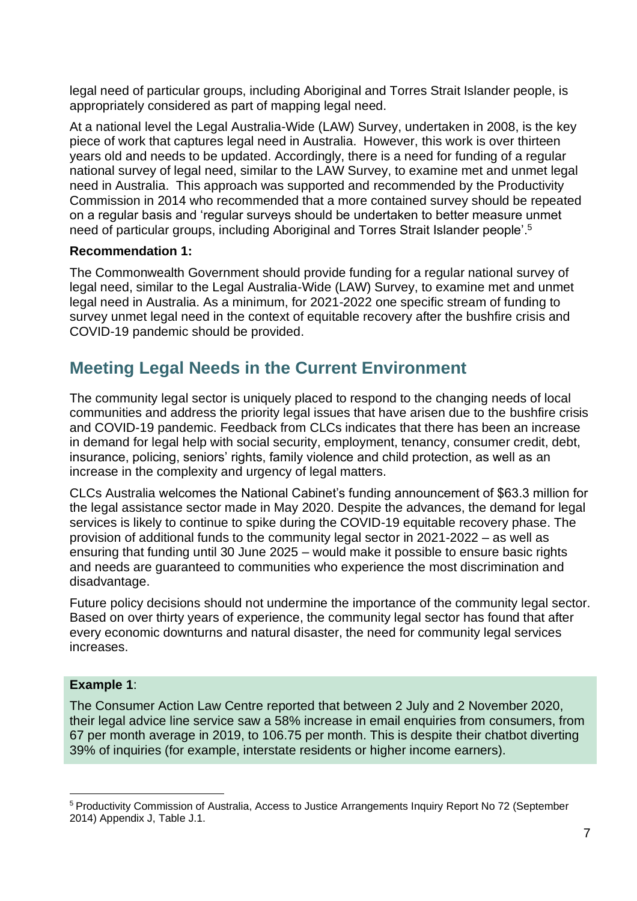legal need of particular groups, including Aboriginal and Torres Strait Islander people, is appropriately considered as part of mapping legal need.

At a national level the Legal Australia-Wide (LAW) Survey, undertaken in 2008, is the key piece of work that captures legal need in Australia. However, this work is over thirteen years old and needs to be updated. Accordingly, there is a need for funding of a regular national survey of legal need, similar to the LAW Survey, to examine met and unmet legal need in Australia. This approach was supported and recommended by the Productivity Commission in 2014 who recommended that a more contained survey should be repeated on a regular basis and 'regular surveys should be undertaken to better measure unmet need of particular groups, including Aboriginal and Torres Strait Islander people'.[5]

**Recommendation 1:**

The Commonwealth Government should provide funding for a regular national survey of legal need, similar to the Legal Australia-Wide (LAW) Survey, to examine met and unmet legal need in Australia. As a minimum, for 2021-2022 one specific stream of funding to survey unmet legal need in the context of equitable recovery after the bushfire crisis and COVID-19 pandemic should be provided.

## Meeting Legal Needs in the Current Environment

The community legal sector is uniquely placed to respond to the changing needs of local communities and address the priority legal issues that have arisen due to the bushfire crisis and COVID-19 pandemic. Feedback from CLCs indicates that there has been an increase in demand for legal help with social security, employment, tenancy, consumer credit, debt, insurance, policing, seniors' rights, family violence and child protection, as well as an increase in the complexity and urgency of legal matters.

CLCs Australia welcomes the National Cabinet's funding announcement of $63.3 million for the legal assistance sector made in May 2020. Despite the advances, the demand for legal services is likely to continue to spike during the COVID-19 equitable recovery phase. The provision of additional funds to the community legal sector in 2021-2022 – as well as ensuring that funding until 30 June 2025 – would make it possible to ensure basic rights and needs are guaranteed to communities who experience the most discrimination and disadvantage.

Future policy decisions should not undermine the importance of the community legal sector. Based on over thirty years of experience, the community legal sector has found that after every economic downturns and natural disaster, the need for community legal services increases.

**Example 1**:

The Consumer Action Law Centre reported that between 2 July and 2 November 2020, their legal advice line service saw a 58% increase in email enquiries from consumers, from 67 per month average in 2019, to 106.75 per month. This is despite their chatbot diverting 39% of inquiries (for example, interstate residents or higher income earners).

---

[5] Productivity Commission of Australia, Access to Justice Arrangements Inquiry Report No 72 (September 2014) Appendix J, Table J.1.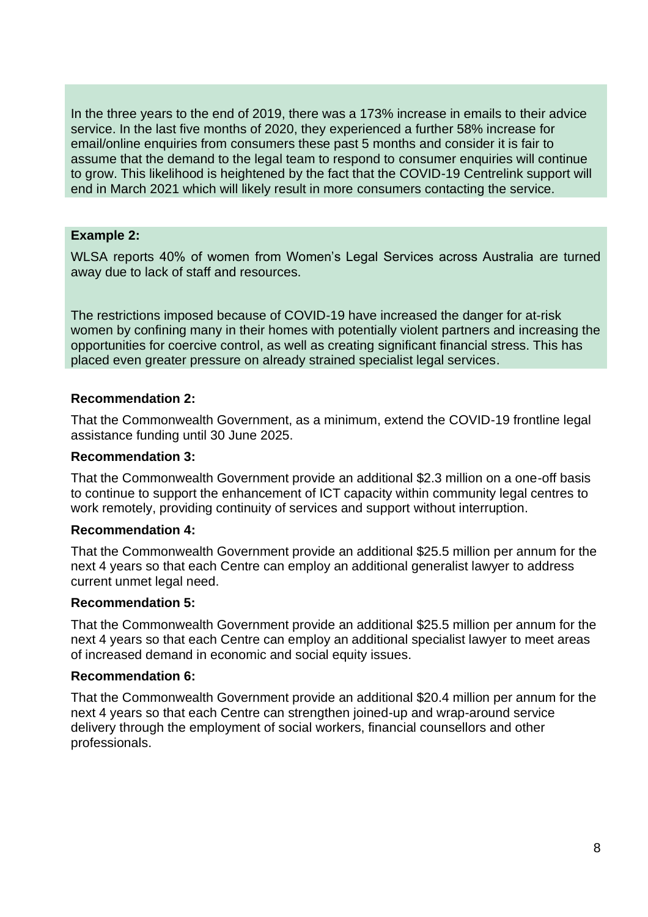In the three years to the end of 2019, there was a 173% increase in emails to their advice service. In the last five months of 2020, they experienced a further 58% increase for email/online enquiries from consumers these past 5 months and consider it is fair to assume that the demand to the legal team to respond to consumer enquiries will continue to grow. This likelihood is heightened by the fact that the COVID-19 Centrelink support will end in March 2021 which will likely result in more consumers contacting the service.

**Example 2:**

WLSA reports 40% of women from Women's Legal Services across Australia are turned away due to lack of staff and resources.

The restrictions imposed because of COVID-19 have increased the danger for at-risk women by confining many in their homes with potentially violent partners and increasing the opportunities for coercive control, as well as creating significant financial stress. This has placed even greater pressure on already strained specialist legal services.

**Recommendation 2:**

That the Commonwealth Government, as a minimum, extend the COVID-19 frontline legal assistance funding until 30 June 2025.

**Recommendation 3:**

That the Commonwealth Government provide an additional $2.3 million on a one-off basis to continue to support the enhancement of ICT capacity within community legal centres to work remotely, providing continuity of services and support without interruption.

**Recommendation 4:**

That the Commonwealth Government provide an additional $25.5 million per annum for the next 4 years so that each Centre can employ an additional generalist lawyer to address current unmet legal need.

**Recommendation 5:**

That the Commonwealth Government provide an additional $25.5 million per annum for the next 4 years so that each Centre can employ an additional specialist lawyer to meet areas of increased demand in economic and social equity issues.

**Recommendation 6:**

That the Commonwealth Government provide an additional $20.4 million per annum for the next 4 years so that each Centre can strengthen joined-up and wrap-around service delivery through the employment of social workers, financial counsellors and other professionals.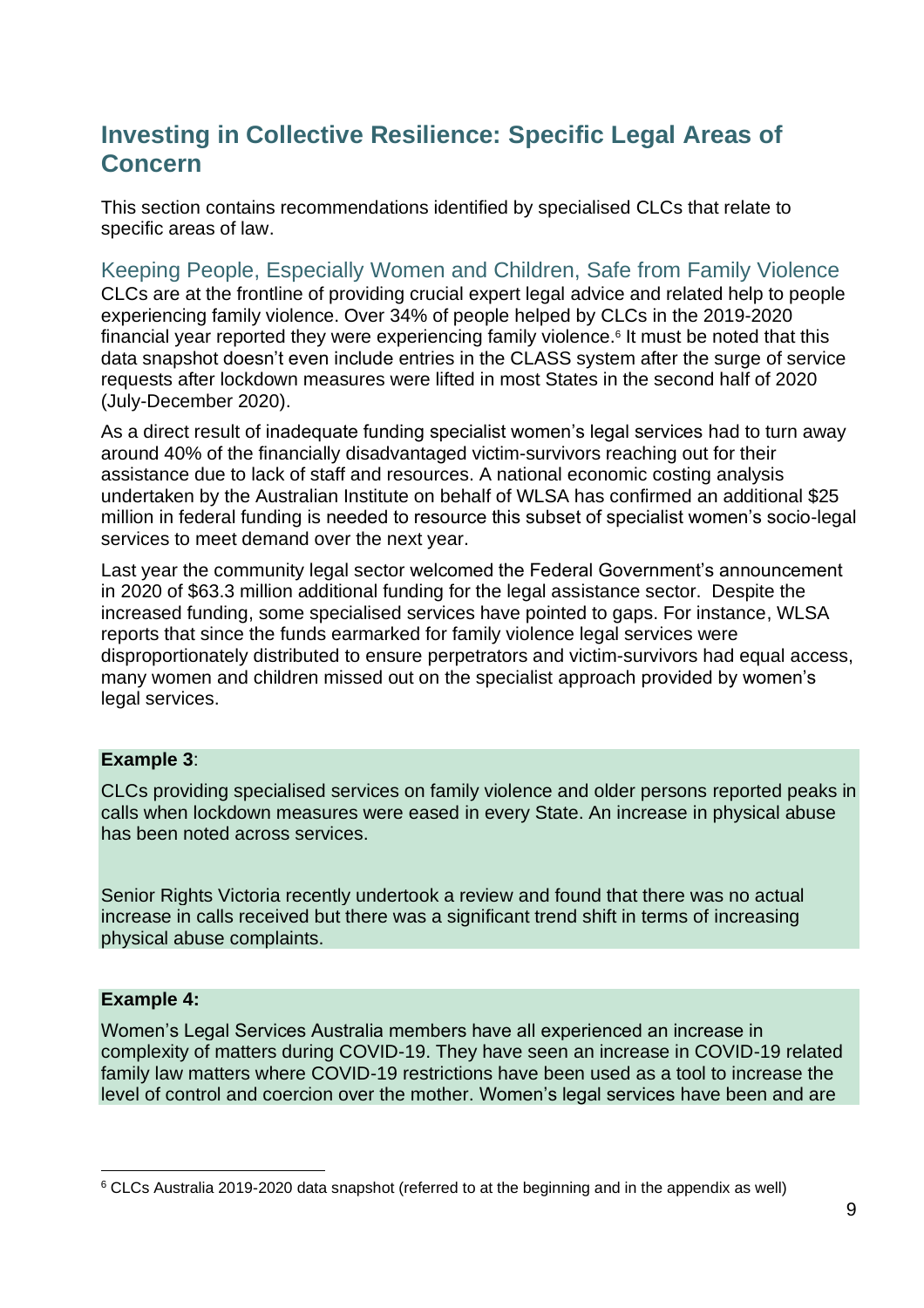## Investing in Collective Resilience: Specific Legal Areas of Concern

This section contains recommendations identified by specialised CLCs that relate to specific areas of law.

### Keeping People, Especially Women and Children, Safe from Family Violence

CLCs are at the frontline of providing crucial expert legal advice and related help to people experiencing family violence. Over 34% of people helped by CLCs in the 2019-2020 financial year reported they were experiencing family violence.[6] It must be noted that this data snapshot doesn't even include entries in the CLASS system after the surge of service requests after lockdown measures were lifted in most States in the second half of 2020 (July-December 2020).

As a direct result of inadequate funding specialist women's legal services had to turn away around 40% of the financially disadvantaged victim-survivors reaching out for their assistance due to lack of staff and resources. A national economic costing analysis undertaken by the Australian Institute on behalf of WLSA has confirmed an additional $25 million in federal funding is needed to resource this subset of specialist women's socio-legal services to meet demand over the next year.

Last year the community legal sector welcomed the Federal Government's announcement in 2020 of $63.3 million additional funding for the legal assistance sector. Despite the increased funding, some specialised services have pointed to gaps. For instance, WLSA reports that since the funds earmarked for family violence legal services were disproportionately distributed to ensure perpetrators and victim-survivors had equal access, many women and children missed out on the specialist approach provided by women's legal services.

**Example 3**:

CLCs providing specialised services on family violence and older persons reported peaks in calls when lockdown measures were eased in every State. An increase in physical abuse has been noted across services.

Senior Rights Victoria recently undertook a review and found that there was no actual increase in calls received but there was a significant trend shift in terms of increasing physical abuse complaints.

**Example 4:**

Women's Legal Services Australia members have all experienced an increase in complexity of matters during COVID-19. They have seen an increase in COVID-19 related family law matters where COVID-19 restrictions have been used as a tool to increase the level of control and coercion over the mother. Women's legal services have been and are

[6] CLCs Australia 2019-2020 data snapshot (referred to at the beginning and in the appendix as well)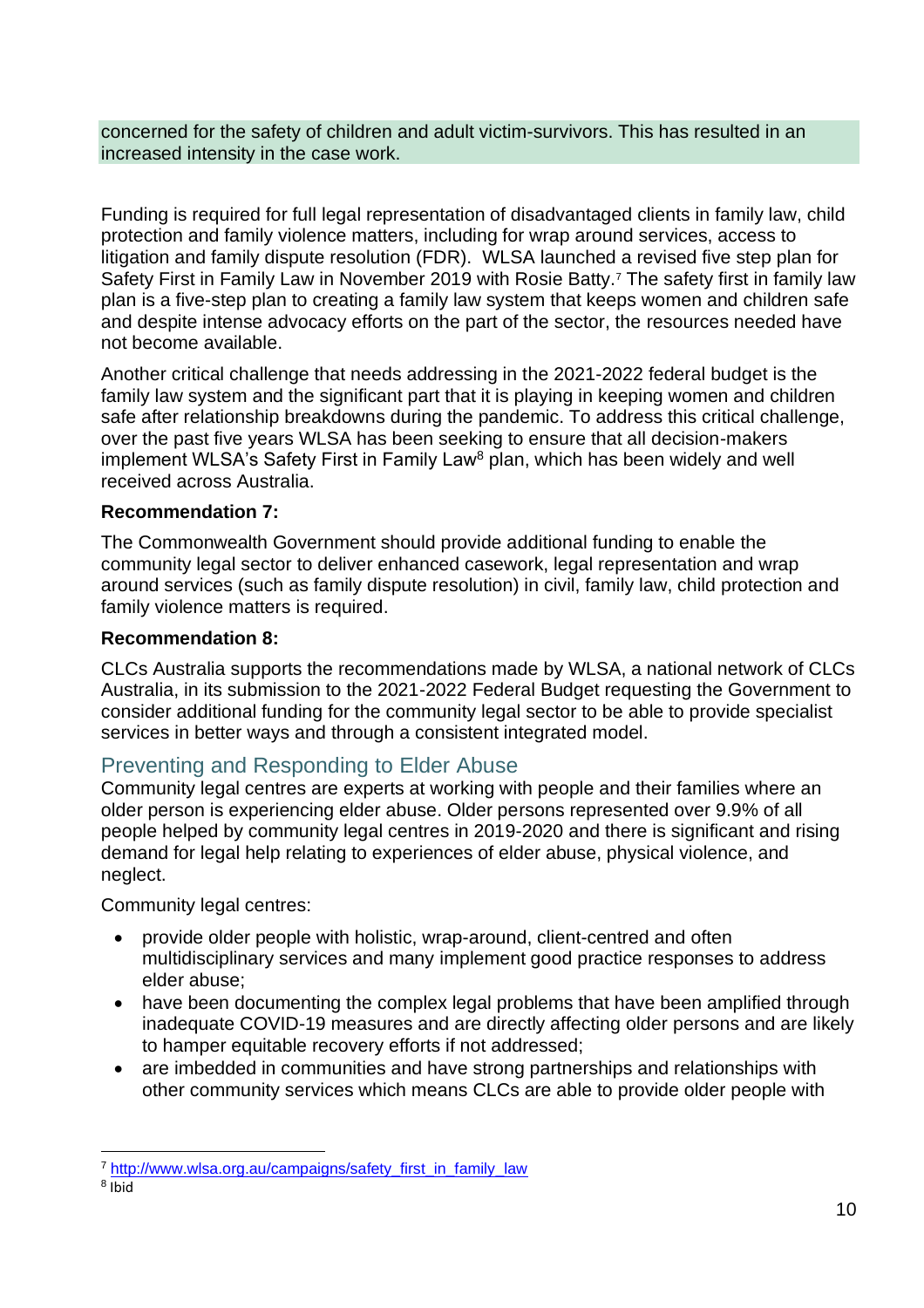concerned for the safety of children and adult victim-survivors. This has resulted in an increased intensity in the case work.

Funding is required for full legal representation of disadvantaged clients in family law, child protection and family violence matters, including for wrap around services, access to litigation and family dispute resolution (FDR). WLSA launched a revised five step plan for Safety First in Family Law in November 2019 with Rosie Batty.[7] The safety first in family law plan is a five-step plan to creating a family law system that keeps women and children safe and despite intense advocacy efforts on the part of the sector, the resources needed have not become available.

Another critical challenge that needs addressing in the 2021-2022 federal budget is the family law system and the significant part that it is playing in keeping women and children safe after relationship breakdowns during the pandemic. To address this critical challenge, over the past five years WLSA has been seeking to ensure that all decision-makers implement WLSA's Safety First in Family Law[8] plan, which has been widely and well received across Australia.

**Recommendation 7:**

The Commonwealth Government should provide additional funding to enable the community legal sector to deliver enhanced casework, legal representation and wrap around services (such as family dispute resolution) in civil, family law, child protection and family violence matters is required.

**Recommendation 8:**

CLCs Australia supports the recommendations made by WLSA, a national network of CLCs Australia, in its submission to the 2021-2022 Federal Budget requesting the Government to consider additional funding for the community legal sector to be able to provide specialist services in better ways and through a consistent integrated model.

## Preventing and Responding to Elder Abuse

Community legal centres are experts at working with people and their families where an older person is experiencing elder abuse. Older persons represented over 9.9% of all people helped by community legal centres in 2019-2020 and there is significant and rising demand for legal help relating to experiences of elder abuse, physical violence, and neglect.

Community legal centres:

- provide older people with holistic, wrap-around, client-centred and often multidisciplinary services and many implement good practice responses to address elder abuse;
- have been documenting the complex legal problems that have been amplified through inadequate COVID-19 measures and are directly affecting older persons and are likely to hamper equitable recovery efforts if not addressed;
- are imbedded in communities and have strong partnerships and relationships with other community services which means CLCs are able to provide older people with

[7] http://www.wlsa.org.au/campaigns/safety_first_in_family_law

[8] Ibid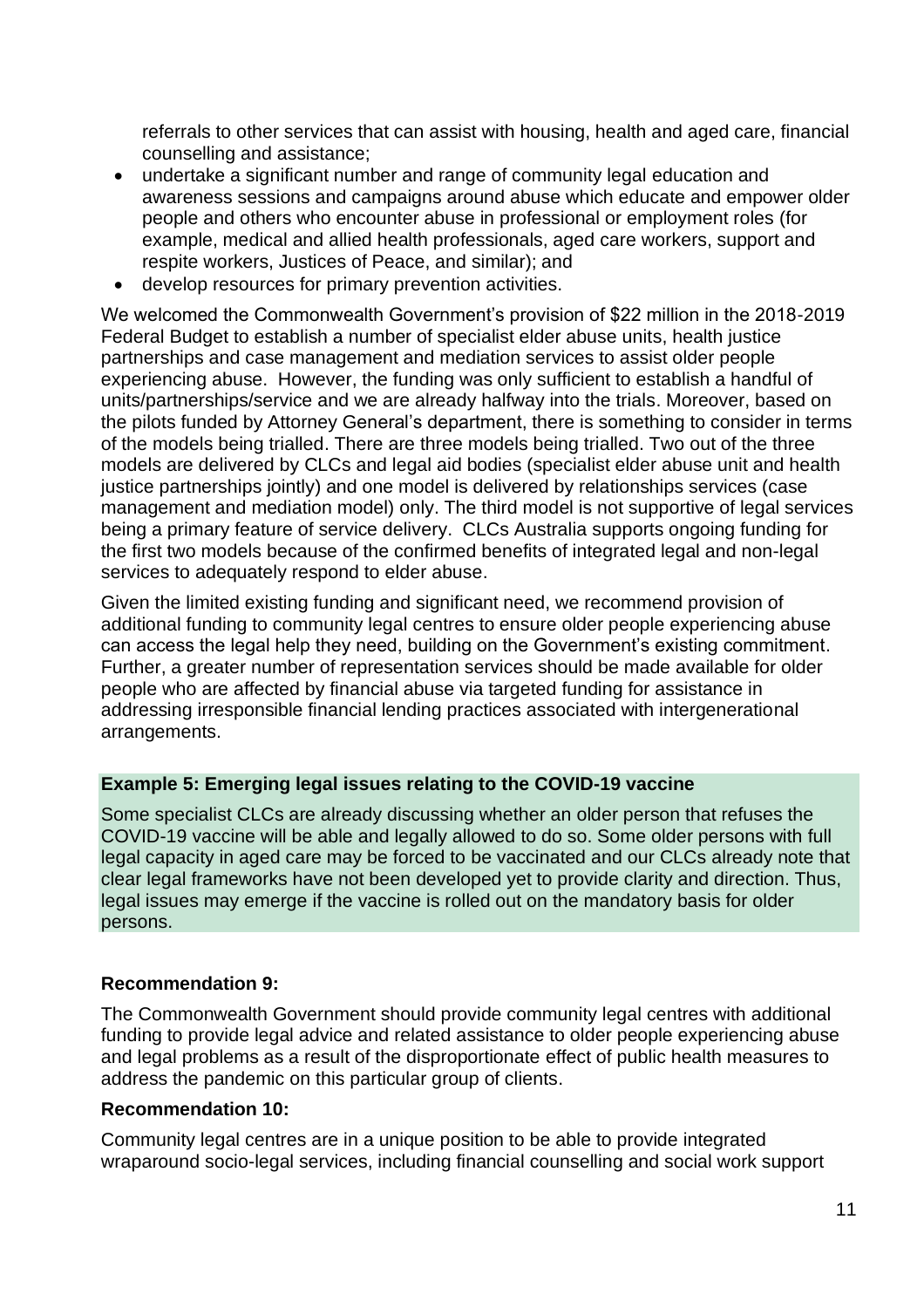referrals to other services that can assist with housing, health and aged care, financial counselling and assistance;

- undertake a significant number and range of community legal education and awareness sessions and campaigns around abuse which educate and empower older people and others who encounter abuse in professional or employment roles (for example, medical and allied health professionals, aged care workers, support and respite workers, Justices of Peace, and similar); and
- develop resources for primary prevention activities.

We welcomed the Commonwealth Government's provision of $22 million in the 2018-2019 Federal Budget to establish a number of specialist elder abuse units, health justice partnerships and case management and mediation services to assist older people experiencing abuse. However, the funding was only sufficient to establish a handful of units/partnerships/service and we are already halfway into the trials. Moreover, based on the pilots funded by Attorney General's department, there is something to consider in terms of the models being trialled. There are three models being trialled. Two out of the three models are delivered by CLCs and legal aid bodies (specialist elder abuse unit and health justice partnerships jointly) and one model is delivered by relationships services (case management and mediation model) only. The third model is not supportive of legal services being a primary feature of service delivery. CLCs Australia supports ongoing funding for the first two models because of the confirmed benefits of integrated legal and non-legal services to adequately respond to elder abuse.

Given the limited existing funding and significant need, we recommend provision of additional funding to community legal centres to ensure older people experiencing abuse can access the legal help they need, building on the Government's existing commitment. Further, a greater number of representation services should be made available for older people who are affected by financial abuse via targeted funding for assistance in addressing irresponsible financial lending practices associated with intergenerational arrangements.

**Example 5: Emerging legal issues relating to the COVID-19 vaccine**

Some specialist CLCs are already discussing whether an older person that refuses the COVID-19 vaccine will be able and legally allowed to do so. Some older persons with full legal capacity in aged care may be forced to be vaccinated and our CLCs already note that clear legal frameworks have not been developed yet to provide clarity and direction. Thus, legal issues may emerge if the vaccine is rolled out on the mandatory basis for older persons.

**Recommendation 9:**

The Commonwealth Government should provide community legal centres with additional funding to provide legal advice and related assistance to older people experiencing abuse and legal problems as a result of the disproportionate effect of public health measures to address the pandemic on this particular group of clients.

**Recommendation 10:**

Community legal centres are in a unique position to be able to provide integrated wraparound socio-legal services, including financial counselling and social work support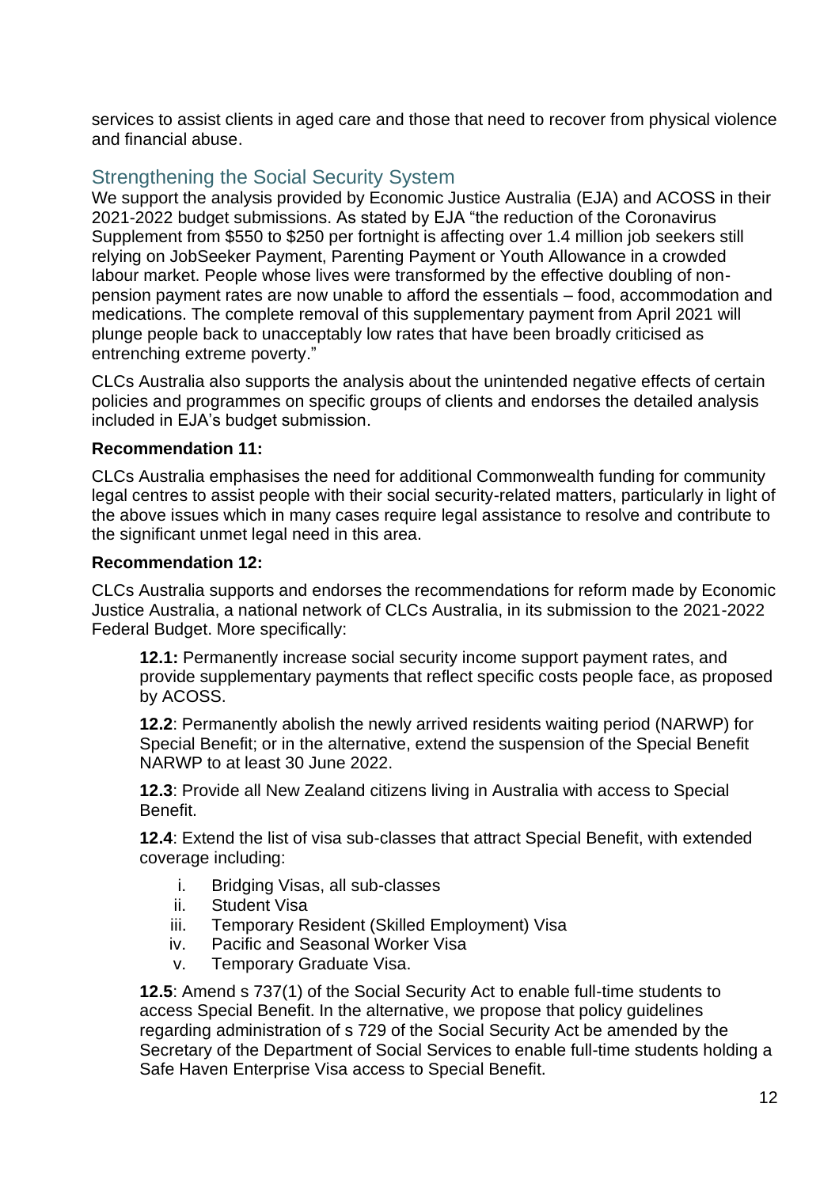services to assist clients in aged care and those that need to recover from physical violence and financial abuse.

## Strengthening the Social Security System

We support the analysis provided by Economic Justice Australia (EJA) and ACOSS in their 2021-2022 budget submissions. As stated by EJA "the reduction of the Coronavirus Supplement from $550 to $250 per fortnight is affecting over 1.4 million job seekers still relying on JobSeeker Payment, Parenting Payment or Youth Allowance in a crowded labour market. People whose lives were transformed by the effective doubling of non-pension payment rates are now unable to afford the essentials – food, accommodation and medications. The complete removal of this supplementary payment from April 2021 will plunge people back to unacceptably low rates that have been broadly criticised as entrenching extreme poverty."

CLCs Australia also supports the analysis about the unintended negative effects of certain policies and programmes on specific groups of clients and endorses the detailed analysis included in EJA's budget submission.

**Recommendation 11:**

CLCs Australia emphasises the need for additional Commonwealth funding for community legal centres to assist people with their social security-related matters, particularly in light of the above issues which in many cases require legal assistance to resolve and contribute to the significant unmet legal need in this area.

**Recommendation 12:**

CLCs Australia supports and endorses the recommendations for reform made by Economic Justice Australia, a national network of CLCs Australia, in its submission to the 2021-2022 Federal Budget. More specifically:

> **12.1:** Permanently increase social security income support payment rates, and provide supplementary payments that reflect specific costs people face, as proposed by ACOSS.
>
> **12.2**: Permanently abolish the newly arrived residents waiting period (NARWP) for Special Benefit; or in the alternative, extend the suspension of the Special Benefit NARWP to at least 30 June 2022.
>
> **12.3**: Provide all New Zealand citizens living in Australia with access to Special Benefit.
>
> **12.4**: Extend the list of visa sub-classes that attract Special Benefit, with extended coverage including:
>
> i. Bridging Visas, all sub-classes
> ii. Student Visa
> iii. Temporary Resident (Skilled Employment) Visa
> iv. Pacific and Seasonal Worker Visa
> v. Temporary Graduate Visa.
>
> **12.5**: Amend s 737(1) of the Social Security Act to enable full-time students to access Special Benefit. In the alternative, we propose that policy guidelines regarding administration of s 729 of the Social Security Act be amended by the Secretary of the Department of Social Services to enable full-time students holding a Safe Haven Enterprise Visa access to Special Benefit.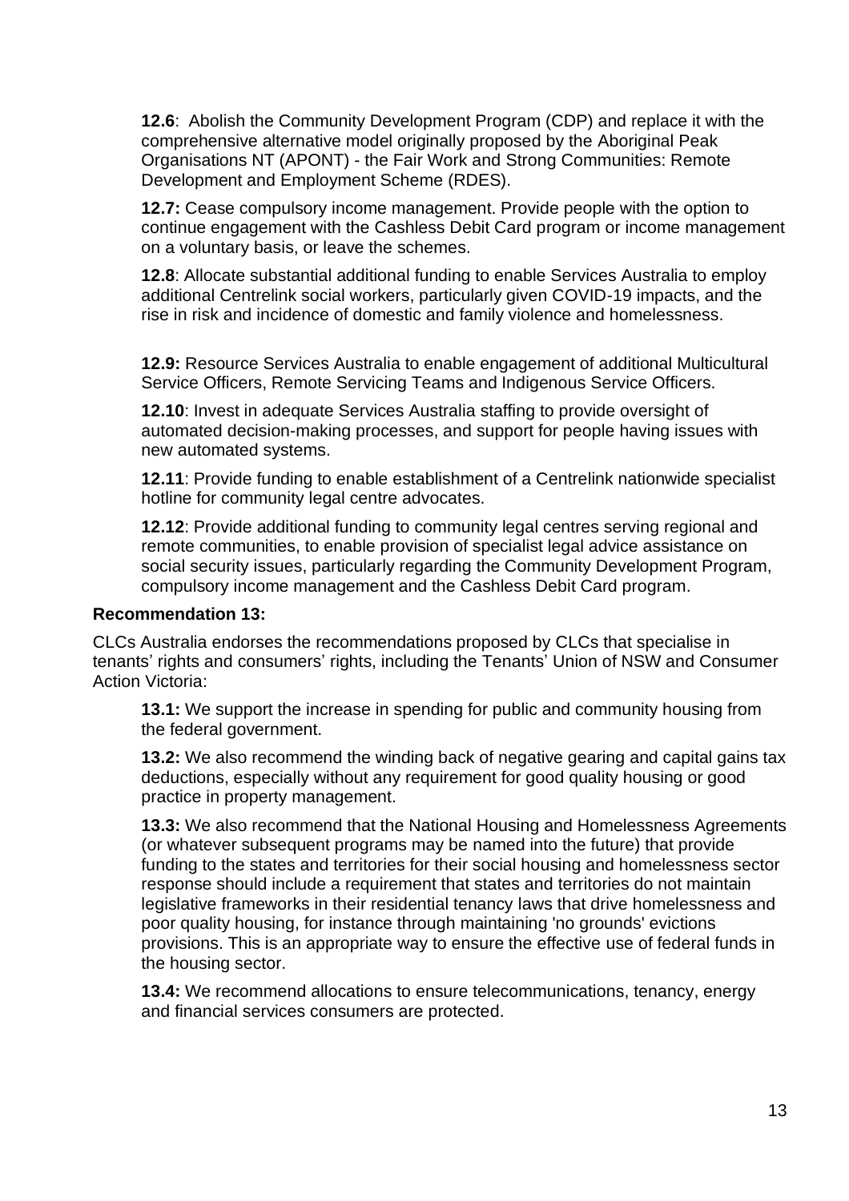**12.6**: Abolish the Community Development Program (CDP) and replace it with the comprehensive alternative model originally proposed by the Aboriginal Peak Organisations NT (APONT) - the Fair Work and Strong Communities: Remote Development and Employment Scheme (RDES).

**12.7:** Cease compulsory income management. Provide people with the option to continue engagement with the Cashless Debit Card program or income management on a voluntary basis, or leave the schemes.

**12.8**: Allocate substantial additional funding to enable Services Australia to employ additional Centrelink social workers, particularly given COVID-19 impacts, and the rise in risk and incidence of domestic and family violence and homelessness.

**12.9:** Resource Services Australia to enable engagement of additional Multicultural Service Officers, Remote Servicing Teams and Indigenous Service Officers.

**12.10**: Invest in adequate Services Australia staffing to provide oversight of automated decision-making processes, and support for people having issues with new automated systems.

**12.11**: Provide funding to enable establishment of a Centrelink nationwide specialist hotline for community legal centre advocates.

**12.12**: Provide additional funding to community legal centres serving regional and remote communities, to enable provision of specialist legal advice assistance on social security issues, particularly regarding the Community Development Program, compulsory income management and the Cashless Debit Card program.

**Recommendation 13:**

CLCs Australia endorses the recommendations proposed by CLCs that specialise in tenants' rights and consumers' rights, including the Tenants' Union of NSW and Consumer Action Victoria:

**13.1:** We support the increase in spending for public and community housing from the federal government.

**13.2:** We also recommend the winding back of negative gearing and capital gains tax deductions, especially without any requirement for good quality housing or good practice in property management.

**13.3:** We also recommend that the National Housing and Homelessness Agreements (or whatever subsequent programs may be named into the future) that provide funding to the states and territories for their social housing and homelessness sector response should include a requirement that states and territories do not maintain legislative frameworks in their residential tenancy laws that drive homelessness and poor quality housing, for instance through maintaining 'no grounds' evictions provisions. This is an appropriate way to ensure the effective use of federal funds in the housing sector.

**13.4:** We recommend allocations to ensure telecommunications, tenancy, energy and financial services consumers are protected.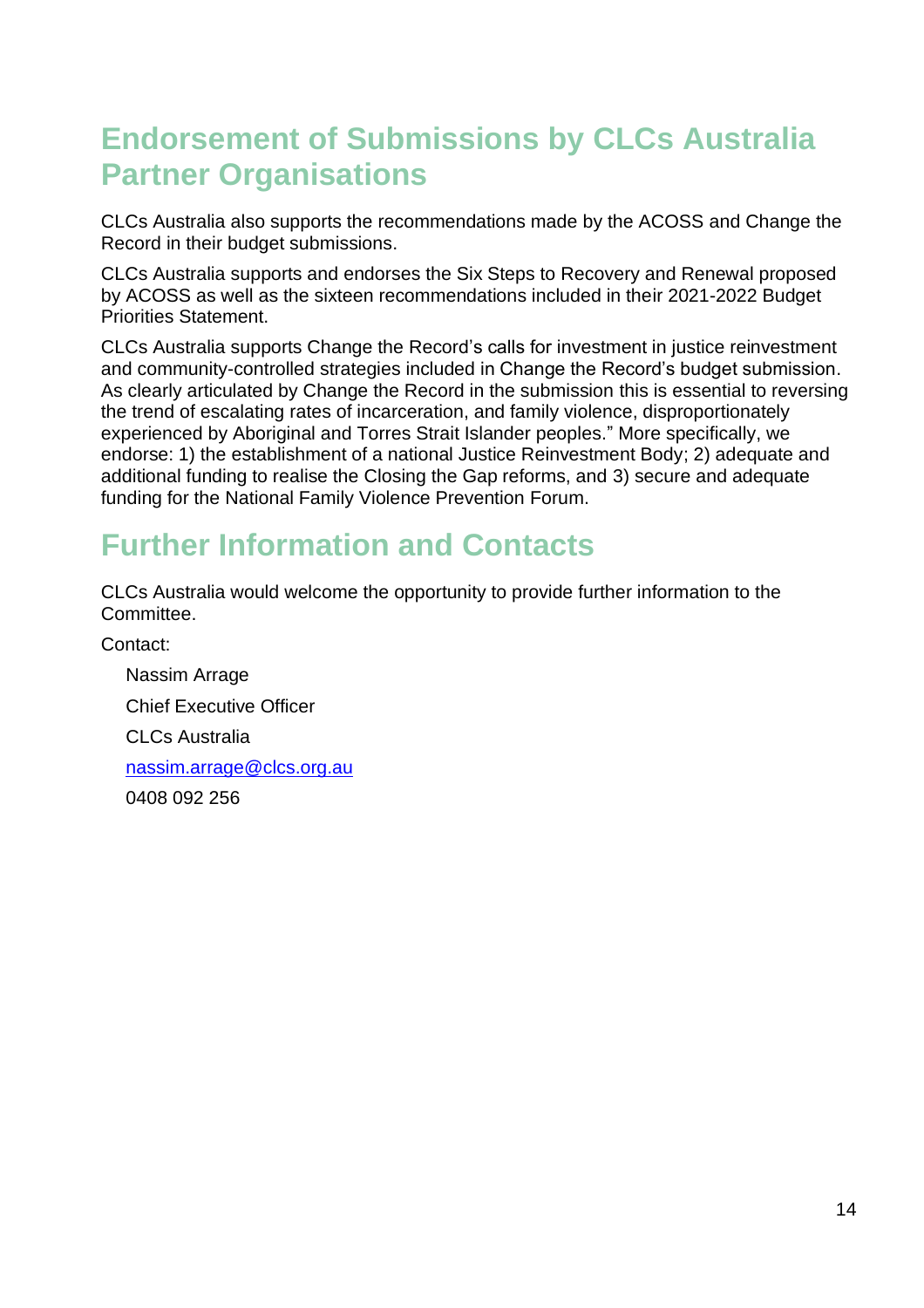## Endorsement of Submissions by CLCs Australia Partner Organisations

CLCs Australia also supports the recommendations made by the ACOSS and Change the Record in their budget submissions.

CLCs Australia supports and endorses the Six Steps to Recovery and Renewal proposed by ACOSS as well as the sixteen recommendations included in their 2021-2022 Budget Priorities Statement.

CLCs Australia supports Change the Record's calls for investment in justice reinvestment and community-controlled strategies included in Change the Record's budget submission. As clearly articulated by Change the Record in the submission this is essential to reversing the trend of escalating rates of incarceration, and family violence, disproportionately experienced by Aboriginal and Torres Strait Islander peoples." More specifically, we endorse: 1) the establishment of a national Justice Reinvestment Body; 2) adequate and additional funding to realise the Closing the Gap reforms, and 3) secure and adequate funding for the National Family Violence Prevention Forum.

## Further Information and Contacts

CLCs Australia would welcome the opportunity to provide further information to the Committee.

Contact:

Nassim Arrage

Chief Executive Officer

CLCs Australia

nassim.arrage@clcs.org.au

0408 092 256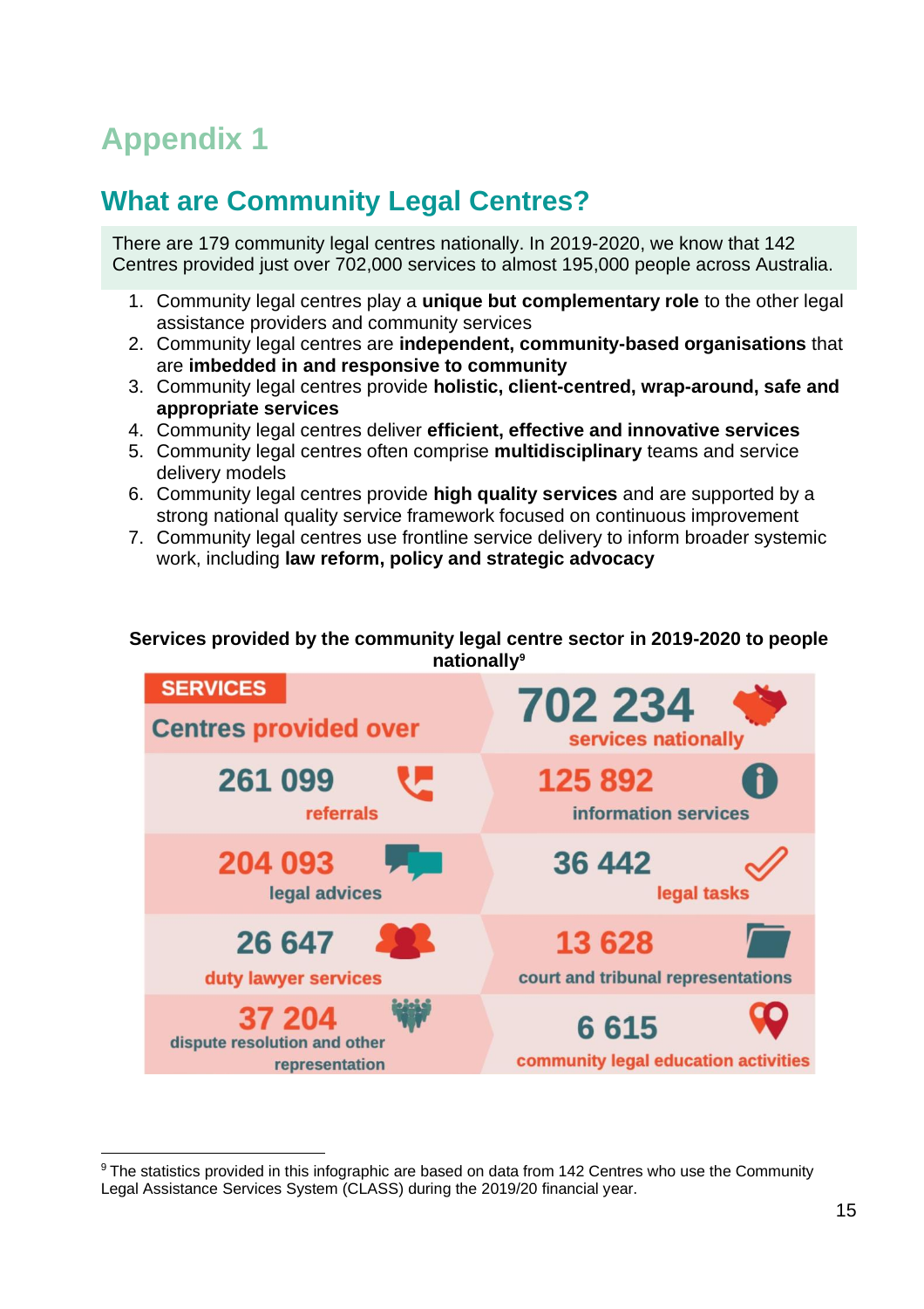# Appendix 1

## What are Community Legal Centres?

There are 179 community legal centres nationally. In 2019-2020, we know that 142 Centres provided just over 702,000 services to almost 195,000 people across Australia.

1. Community legal centres play a **unique but complementary role** to the other legal assistance providers and community services
2. Community legal centres are **independent, community-based organisations** that are **imbedded in and responsive to community**
3. Community legal centres provide **holistic, client-centred, wrap-around, safe and appropriate services**
4. Community legal centres deliver **efficient, effective and innovative services**
5. Community legal centres often comprise **multidisciplinary** teams and service delivery models
6. Community legal centres provide **high quality services** and are supported by a strong national quality service framework focused on continuous improvement
7. Community legal centres use frontline service delivery to inform broader systemic work, including **law reform, policy and strategic advocacy**

**Services provided by the community legal centre sector in 2019-2020 to people nationally**[9]

| SERVICES Centres provided over | 702 234 services nationally |
|---|---|
| 261 099 referrals | 125 892 information services |
| 204 093 legal advices | 36 442 legal tasks |
| 26 647 duty lawyer services | 13 628 court and tribunal representations |
| 37 204 dispute resolution and other representation | 6 615 community legal education activities |

[9] The statistics provided in this infographic are based on data from 142 Centres who use the Community Legal Assistance Services System (CLASS) during the 2019/20 financial year.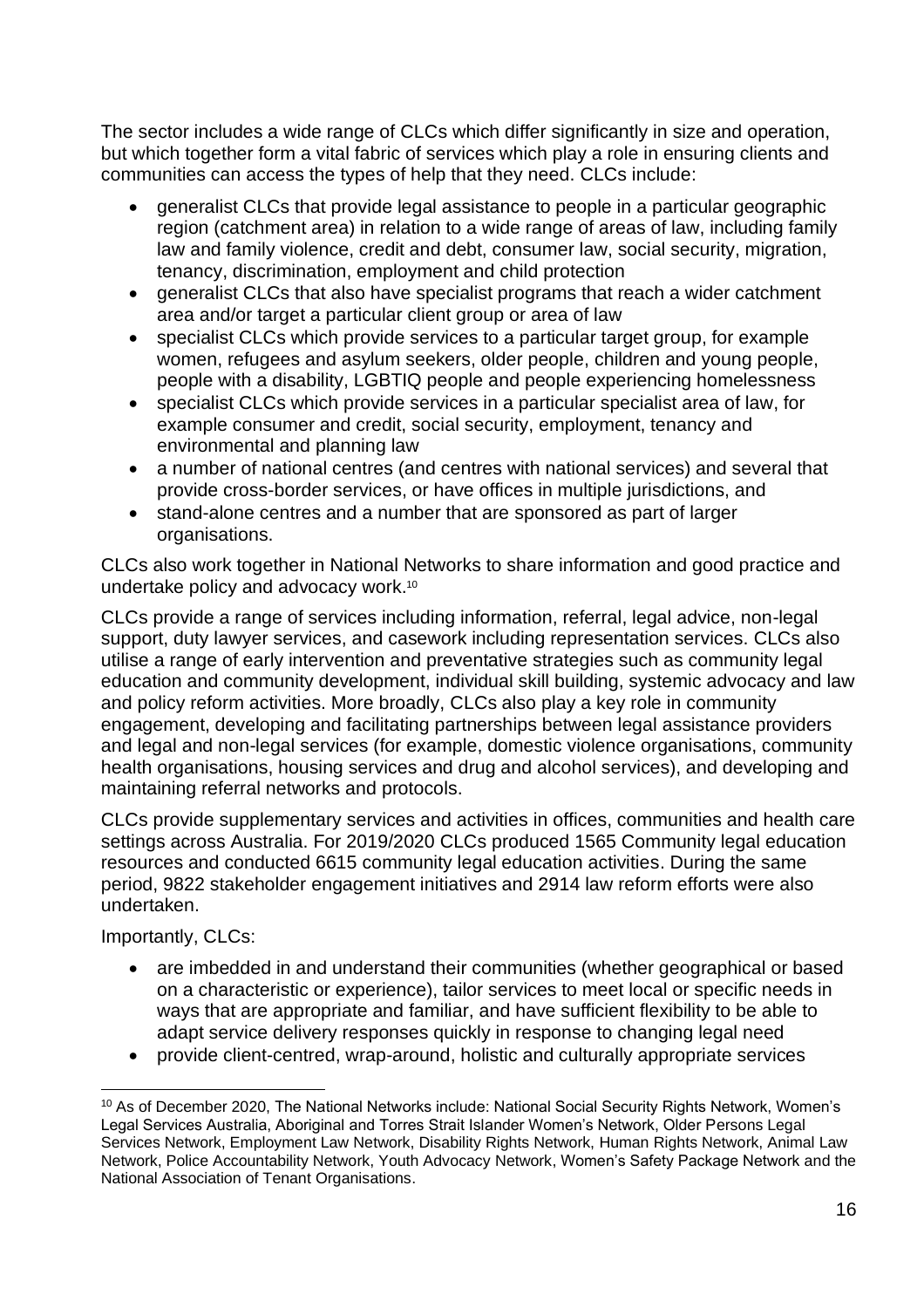The sector includes a wide range of CLCs which differ significantly in size and operation, but which together form a vital fabric of services which play a role in ensuring clients and communities can access the types of help that they need. CLCs include:

- generalist CLCs that provide legal assistance to people in a particular geographic region (catchment area) in relation to a wide range of areas of law, including family law and family violence, credit and debt, consumer law, social security, migration, tenancy, discrimination, employment and child protection
- generalist CLCs that also have specialist programs that reach a wider catchment area and/or target a particular client group or area of law
- specialist CLCs which provide services to a particular target group, for example women, refugees and asylum seekers, older people, children and young people, people with a disability, LGBTIQ people and people experiencing homelessness
- specialist CLCs which provide services in a particular specialist area of law, for example consumer and credit, social security, employment, tenancy and environmental and planning law
- a number of national centres (and centres with national services) and several that provide cross-border services, or have offices in multiple jurisdictions, and
- stand-alone centres and a number that are sponsored as part of larger organisations.

CLCs also work together in National Networks to share information and good practice and undertake policy and advocacy work.[10]

CLCs provide a range of services including information, referral, legal advice, non-legal support, duty lawyer services, and casework including representation services. CLCs also utilise a range of early intervention and preventative strategies such as community legal education and community development, individual skill building, systemic advocacy and law and policy reform activities. More broadly, CLCs also play a key role in community engagement, developing and facilitating partnerships between legal assistance providers and legal and non-legal services (for example, domestic violence organisations, community health organisations, housing services and drug and alcohol services), and developing and maintaining referral networks and protocols.

CLCs provide supplementary services and activities in offices, communities and health care settings across Australia. For 2019/2020 CLCs produced 1565 Community legal education resources and conducted 6615 community legal education activities. During the same period, 9822 stakeholder engagement initiatives and 2914 law reform efforts were also undertaken.

Importantly, CLCs:

- are imbedded in and understand their communities (whether geographical or based on a characteristic or experience), tailor services to meet local or specific needs in ways that are appropriate and familiar, and have sufficient flexibility to be able to adapt service delivery responses quickly in response to changing legal need
- provide client-centred, wrap-around, holistic and culturally appropriate services

[10] As of December 2020, The National Networks include: National Social Security Rights Network, Women's Legal Services Australia, Aboriginal and Torres Strait Islander Women's Network, Older Persons Legal Services Network, Employment Law Network, Disability Rights Network, Human Rights Network, Animal Law Network, Police Accountability Network, Youth Advocacy Network, Women's Safety Package Network and the National Association of Tenant Organisations.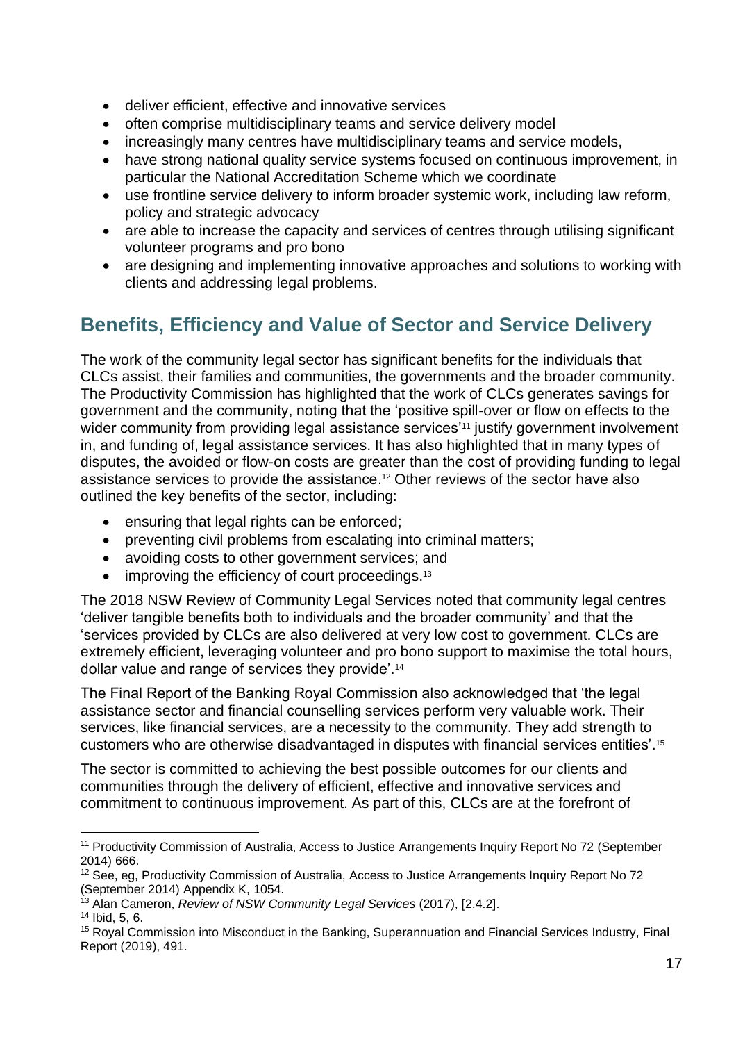- deliver efficient, effective and innovative services
- often comprise multidisciplinary teams and service delivery model
- increasingly many centres have multidisciplinary teams and service models,
- have strong national quality service systems focused on continuous improvement, in particular the National Accreditation Scheme which we coordinate
- use frontline service delivery to inform broader systemic work, including law reform, policy and strategic advocacy
- are able to increase the capacity and services of centres through utilising significant volunteer programs and pro bono
- are designing and implementing innovative approaches and solutions to working with clients and addressing legal problems.

## Benefits, Efficiency and Value of Sector and Service Delivery

The work of the community legal sector has significant benefits for the individuals that CLCs assist, their families and communities, the governments and the broader community. The Productivity Commission has highlighted that the work of CLCs generates savings for government and the community, noting that the 'positive spill-over or flow on effects to the wider community from providing legal assistance services'[11] justify government involvement in, and funding of, legal assistance services. It has also highlighted that in many types of disputes, the avoided or flow-on costs are greater than the cost of providing funding to legal assistance services to provide the assistance.[12] Other reviews of the sector have also outlined the key benefits of the sector, including:

- ensuring that legal rights can be enforced;
- preventing civil problems from escalating into criminal matters;
- avoiding costs to other government services; and
- improving the efficiency of court proceedings.[13]

The 2018 NSW Review of Community Legal Services noted that community legal centres 'deliver tangible benefits both to individuals and the broader community' and that the 'services provided by CLCs are also delivered at very low cost to government. CLCs are extremely efficient, leveraging volunteer and pro bono support to maximise the total hours, dollar value and range of services they provide'.[14]

The Final Report of the Banking Royal Commission also acknowledged that 'the legal assistance sector and financial counselling services perform very valuable work. Their services, like financial services, are a necessity to the community. They add strength to customers who are otherwise disadvantaged in disputes with financial services entities'.[15]

The sector is committed to achieving the best possible outcomes for our clients and communities through the delivery of efficient, effective and innovative services and commitment to continuous improvement. As part of this, CLCs are at the forefront of

---

[11] Productivity Commission of Australia, Access to Justice Arrangements Inquiry Report No 72 (September 2014) 666.

[12] See, eg, Productivity Commission of Australia, Access to Justice Arrangements Inquiry Report No 72 (September 2014) Appendix K, 1054.

[13] Alan Cameron, *Review of NSW Community Legal Services* (2017), [2.4.2].

[14] Ibid, 5, 6.

[15] Royal Commission into Misconduct in the Banking, Superannuation and Financial Services Industry, Final Report (2019), 491.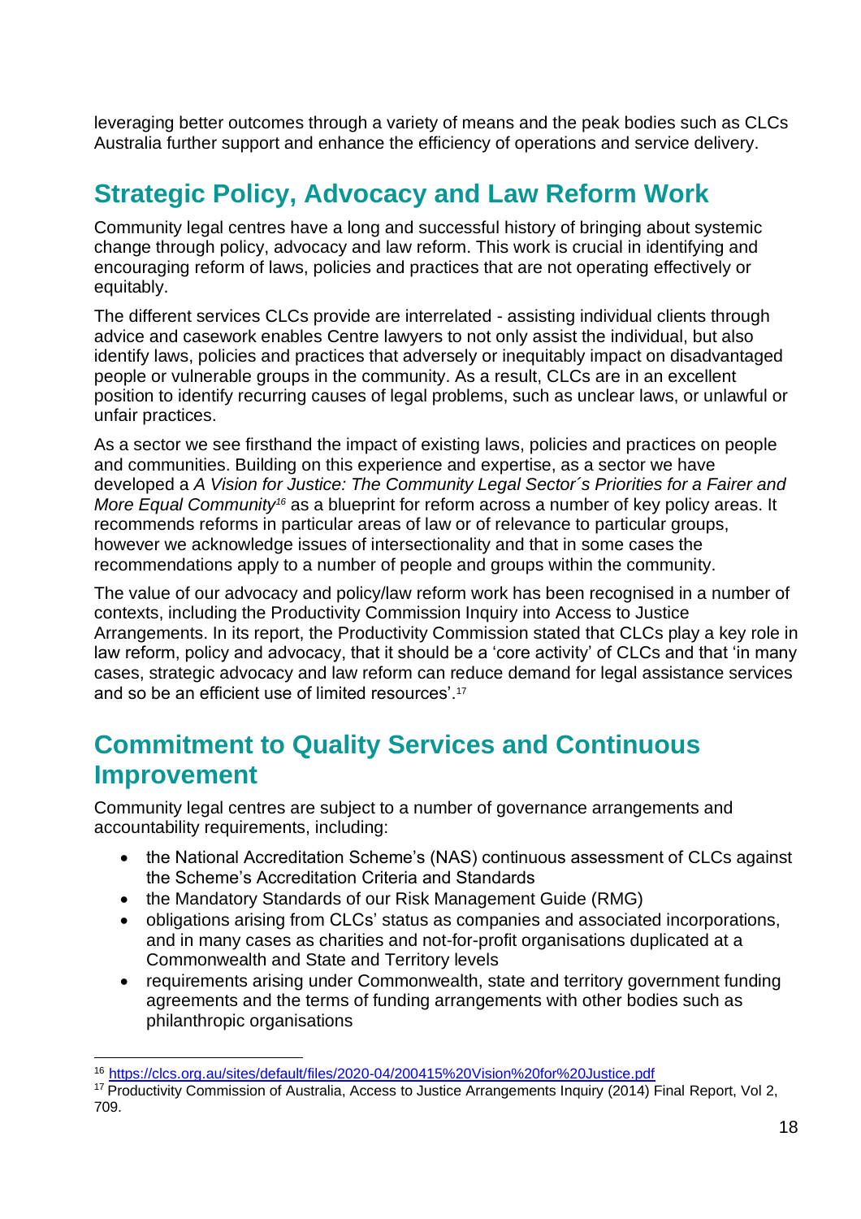leveraging better outcomes through a variety of means and the peak bodies such as CLCs Australia further support and enhance the efficiency of operations and service delivery.

## Strategic Policy, Advocacy and Law Reform Work

Community legal centres have a long and successful history of bringing about systemic change through policy, advocacy and law reform. This work is crucial in identifying and encouraging reform of laws, policies and practices that are not operating effectively or equitably.

The different services CLCs provide are interrelated - assisting individual clients through advice and casework enables Centre lawyers to not only assist the individual, but also identify laws, policies and practices that adversely or inequitably impact on disadvantaged people or vulnerable groups in the community. As a result, CLCs are in an excellent position to identify recurring causes of legal problems, such as unclear laws, or unlawful or unfair practices.

As a sector we see firsthand the impact of existing laws, policies and practices on people and communities. Building on this experience and expertise, as a sector we have developed a *A Vision for Justice: The Community Legal Sector´s Priorities for a Fairer and More Equal Community*[16] as a blueprint for reform across a number of key policy areas. It recommends reforms in particular areas of law or of relevance to particular groups, however we acknowledge issues of intersectionality and that in some cases the recommendations apply to a number of people and groups within the community.

The value of our advocacy and policy/law reform work has been recognised in a number of contexts, including the Productivity Commission Inquiry into Access to Justice Arrangements. In its report, the Productivity Commission stated that CLCs play a key role in law reform, policy and advocacy, that it should be a 'core activity' of CLCs and that 'in many cases, strategic advocacy and law reform can reduce demand for legal assistance services and so be an efficient use of limited resources'.[17]

## Commitment to Quality Services and Continuous Improvement

Community legal centres are subject to a number of governance arrangements and accountability requirements, including:

- the National Accreditation Scheme's (NAS) continuous assessment of CLCs against the Scheme's Accreditation Criteria and Standards
- the Mandatory Standards of our Risk Management Guide (RMG)
- obligations arising from CLCs' status as companies and associated incorporations, and in many cases as charities and not-for-profit organisations duplicated at a Commonwealth and State and Territory levels
- requirements arising under Commonwealth, state and territory government funding agreements and the terms of funding arrangements with other bodies such as philanthropic organisations

---

[16] https://clcs.org.au/sites/default/files/2020-04/200415%20Vision%20for%20Justice.pdf

[17] Productivity Commission of Australia, Access to Justice Arrangements Inquiry (2014) Final Report, Vol 2, 709.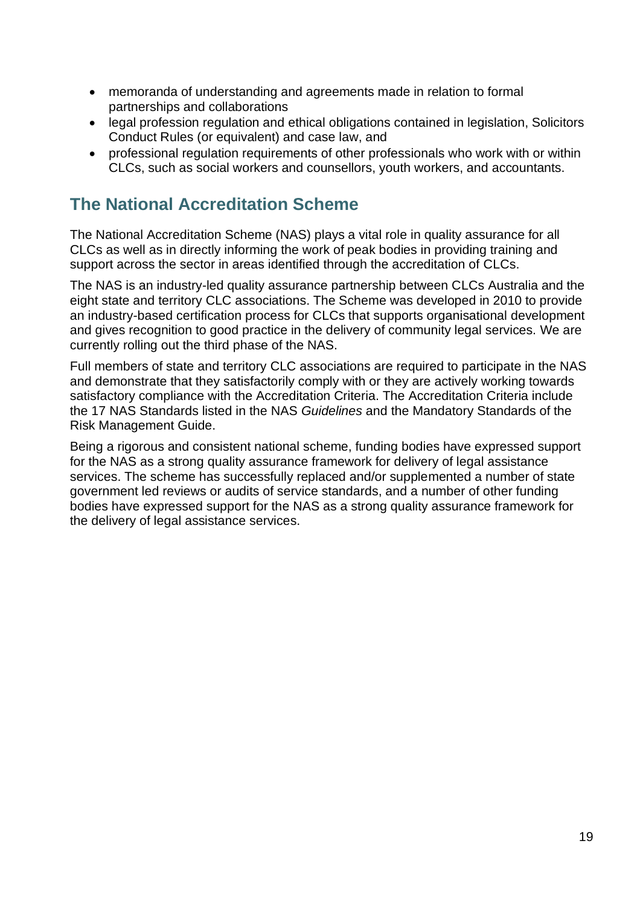- memoranda of understanding and agreements made in relation to formal partnerships and collaborations
- legal profession regulation and ethical obligations contained in legislation, Solicitors Conduct Rules (or equivalent) and case law, and
- professional regulation requirements of other professionals who work with or within CLCs, such as social workers and counsellors, youth workers, and accountants.

## The National Accreditation Scheme

The National Accreditation Scheme (NAS) plays a vital role in quality assurance for all CLCs as well as in directly informing the work of peak bodies in providing training and support across the sector in areas identified through the accreditation of CLCs.

The NAS is an industry-led quality assurance partnership between CLCs Australia and the eight state and territory CLC associations. The Scheme was developed in 2010 to provide an industry-based certification process for CLCs that supports organisational development and gives recognition to good practice in the delivery of community legal services. We are currently rolling out the third phase of the NAS.

Full members of state and territory CLC associations are required to participate in the NAS and demonstrate that they satisfactorily comply with or they are actively working towards satisfactory compliance with the Accreditation Criteria. The Accreditation Criteria include the 17 NAS Standards listed in the NAS *Guidelines* and the Mandatory Standards of the Risk Management Guide.

Being a rigorous and consistent national scheme, funding bodies have expressed support for the NAS as a strong quality assurance framework for delivery of legal assistance services. The scheme has successfully replaced and/or supplemented a number of state government led reviews or audits of service standards, and a number of other funding bodies have expressed support for the NAS as a strong quality assurance framework for the delivery of legal assistance services.